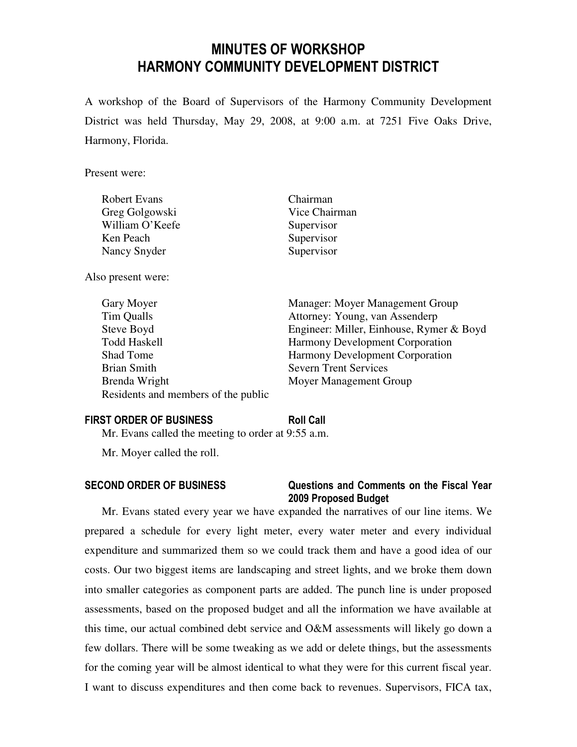# MINUTES OF WORKSHOP
# HARMONY COMMUNITY DEVELOPMENT DISTRICT

A workshop of the Board of Supervisors of the Harmony Community Development District was held Thursday, May 29, 2008, at 9:00 a.m. at 7251 Five Oaks Drive, Harmony, Florida.

Present were:

| | |
|---|---|
| Robert Evans | Chairman |
| Greg Golgowski | Vice Chairman |
| William O'Keefe | Supervisor |
| Ken Peach | Supervisor |
| Nancy Snyder | Supervisor |

Also present were:

| | |
|---|---|
| Gary Moyer | Manager: Moyer Management Group |
| Tim Qualls | Attorney: Young, van Assenderp |
| Steve Boyd | Engineer: Miller, Einhouse, Rymer & Boyd |
| Todd Haskell | Harmony Development Corporation |
| Shad Tome | Harmony Development Corporation |
| Brian Smith | Severn Trent Services |
| Brenda Wright | Moyer Management Group |
| Residents and members of the public | |

**FIRST ORDER OF BUSINESS** **Roll Call**

Mr. Evans called the meeting to order at 9:55 a.m.

Mr. Moyer called the roll.

**SECOND ORDER OF BUSINESS** **Questions and Comments on the Fiscal Year 2009 Proposed Budget**

Mr. Evans stated every year we have expanded the narratives of our line items. We prepared a schedule for every light meter, every water meter and every individual expenditure and summarized them so we could track them and have a good idea of our costs. Our two biggest items are landscaping and street lights, and we broke them down into smaller categories as component parts are added. The punch line is under proposed assessments, based on the proposed budget and all the information we have available at this time, our actual combined debt service and O&M assessments will likely go down a few dollars. There will be some tweaking as we add or delete things, but the assessments for the coming year will be almost identical to what they were for this current fiscal year. I want to discuss expenditures and then come back to revenues. Supervisors, FICA tax,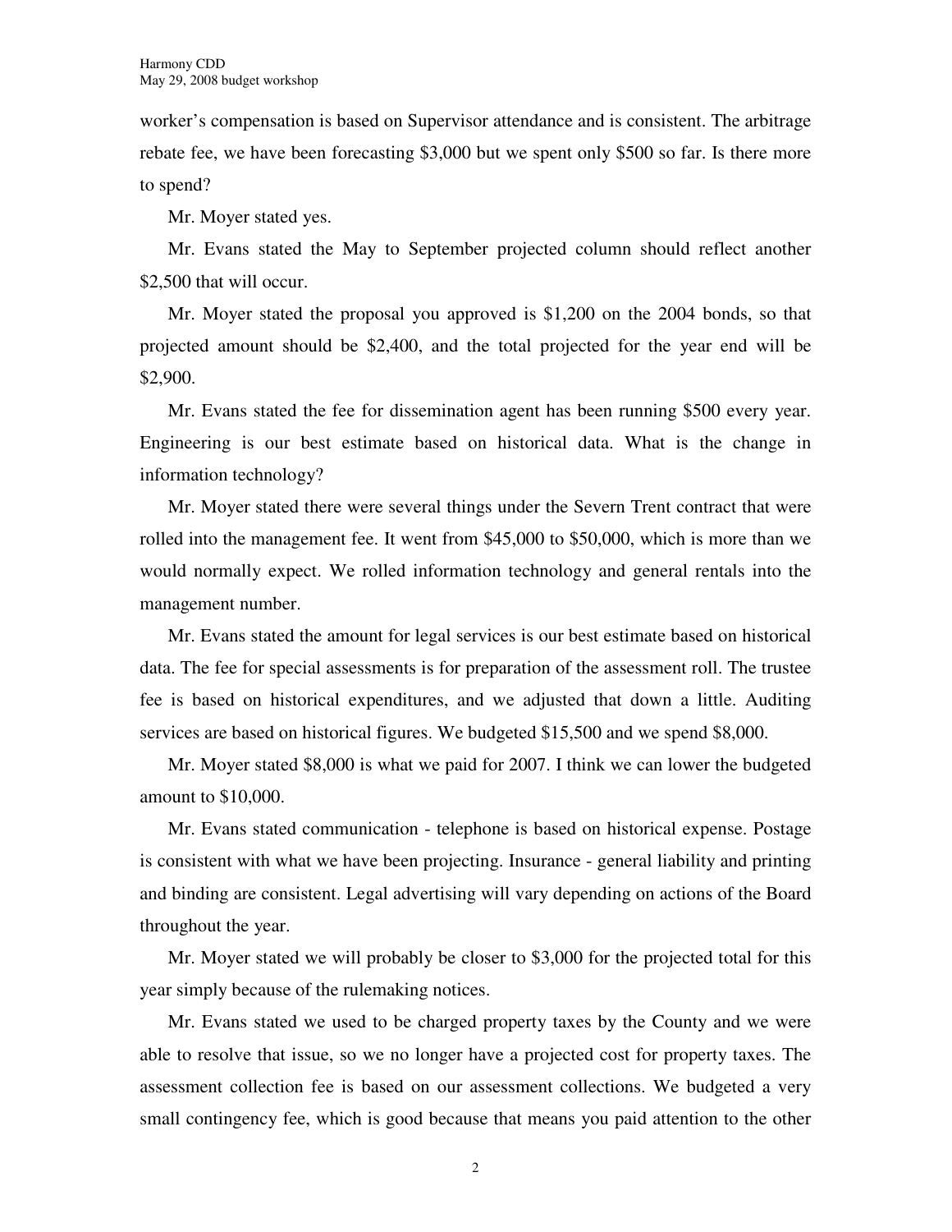worker's compensation is based on Supervisor attendance and is consistent. The arbitrage rebate fee, we have been forecasting $3,000 but we spent only $500 so far. Is there more to spend?

Mr. Moyer stated yes.

Mr. Evans stated the May to September projected column should reflect another $2,500 that will occur.

Mr. Moyer stated the proposal you approved is $1,200 on the 2004 bonds, so that projected amount should be $2,400, and the total projected for the year end will be $2,900.

Mr. Evans stated the fee for dissemination agent has been running $500 every year. Engineering is our best estimate based on historical data. What is the change in information technology?

Mr. Moyer stated there were several things under the Severn Trent contract that were rolled into the management fee. It went from $45,000 to $50,000, which is more than we would normally expect. We rolled information technology and general rentals into the management number.

Mr. Evans stated the amount for legal services is our best estimate based on historical data. The fee for special assessments is for preparation of the assessment roll. The trustee fee is based on historical expenditures, and we adjusted that down a little. Auditing services are based on historical figures. We budgeted $15,500 and we spend $8,000.

Mr. Moyer stated $8,000 is what we paid for 2007. I think we can lower the budgeted amount to $10,000.

Mr. Evans stated communication - telephone is based on historical expense. Postage is consistent with what we have been projecting. Insurance - general liability and printing and binding are consistent. Legal advertising will vary depending on actions of the Board throughout the year.

Mr. Moyer stated we will probably be closer to $3,000 for the projected total for this year simply because of the rulemaking notices.

Mr. Evans stated we used to be charged property taxes by the County and we were able to resolve that issue, so we no longer have a projected cost for property taxes. The assessment collection fee is based on our assessment collections. We budgeted a very small contingency fee, which is good because that means you paid attention to the other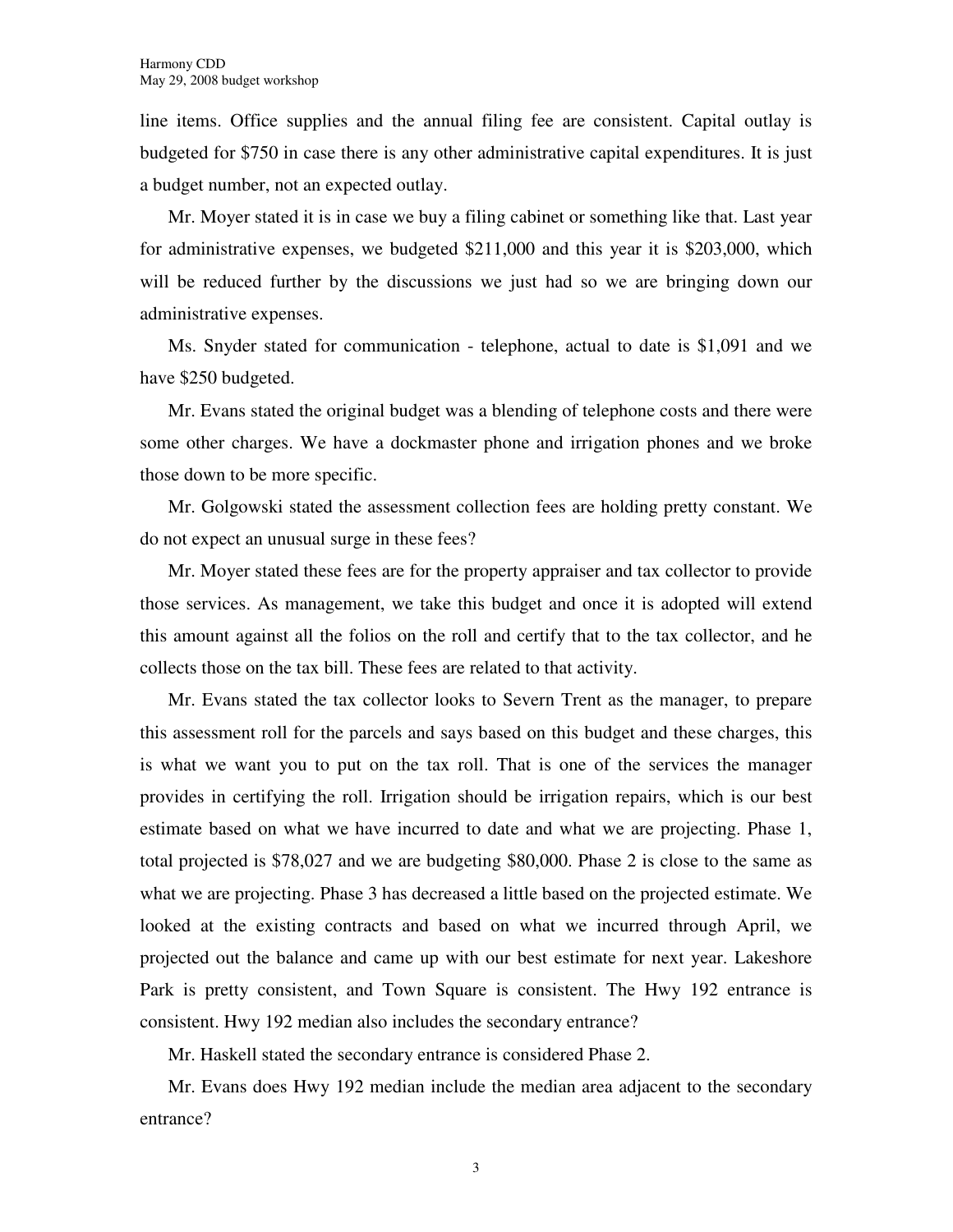line items. Office supplies and the annual filing fee are consistent. Capital outlay is budgeted for $750 in case there is any other administrative capital expenditures. It is just a budget number, not an expected outlay.

Mr. Moyer stated it is in case we buy a filing cabinet or something like that. Last year for administrative expenses, we budgeted $211,000 and this year it is $203,000, which will be reduced further by the discussions we just had so we are bringing down our administrative expenses.

Ms. Snyder stated for communication - telephone, actual to date is $1,091 and we have $250 budgeted.

Mr. Evans stated the original budget was a blending of telephone costs and there were some other charges. We have a dockmaster phone and irrigation phones and we broke those down to be more specific.

Mr. Golgowski stated the assessment collection fees are holding pretty constant. We do not expect an unusual surge in these fees?

Mr. Moyer stated these fees are for the property appraiser and tax collector to provide those services. As management, we take this budget and once it is adopted will extend this amount against all the folios on the roll and certify that to the tax collector, and he collects those on the tax bill. These fees are related to that activity.

Mr. Evans stated the tax collector looks to Severn Trent as the manager, to prepare this assessment roll for the parcels and says based on this budget and these charges, this is what we want you to put on the tax roll. That is one of the services the manager provides in certifying the roll. Irrigation should be irrigation repairs, which is our best estimate based on what we have incurred to date and what we are projecting. Phase 1, total projected is $78,027 and we are budgeting $80,000. Phase 2 is close to the same as what we are projecting. Phase 3 has decreased a little based on the projected estimate. We looked at the existing contracts and based on what we incurred through April, we projected out the balance and came up with our best estimate for next year. Lakeshore Park is pretty consistent, and Town Square is consistent. The Hwy 192 entrance is consistent. Hwy 192 median also includes the secondary entrance?

Mr. Haskell stated the secondary entrance is considered Phase 2.

Mr. Evans does Hwy 192 median include the median area adjacent to the secondary entrance?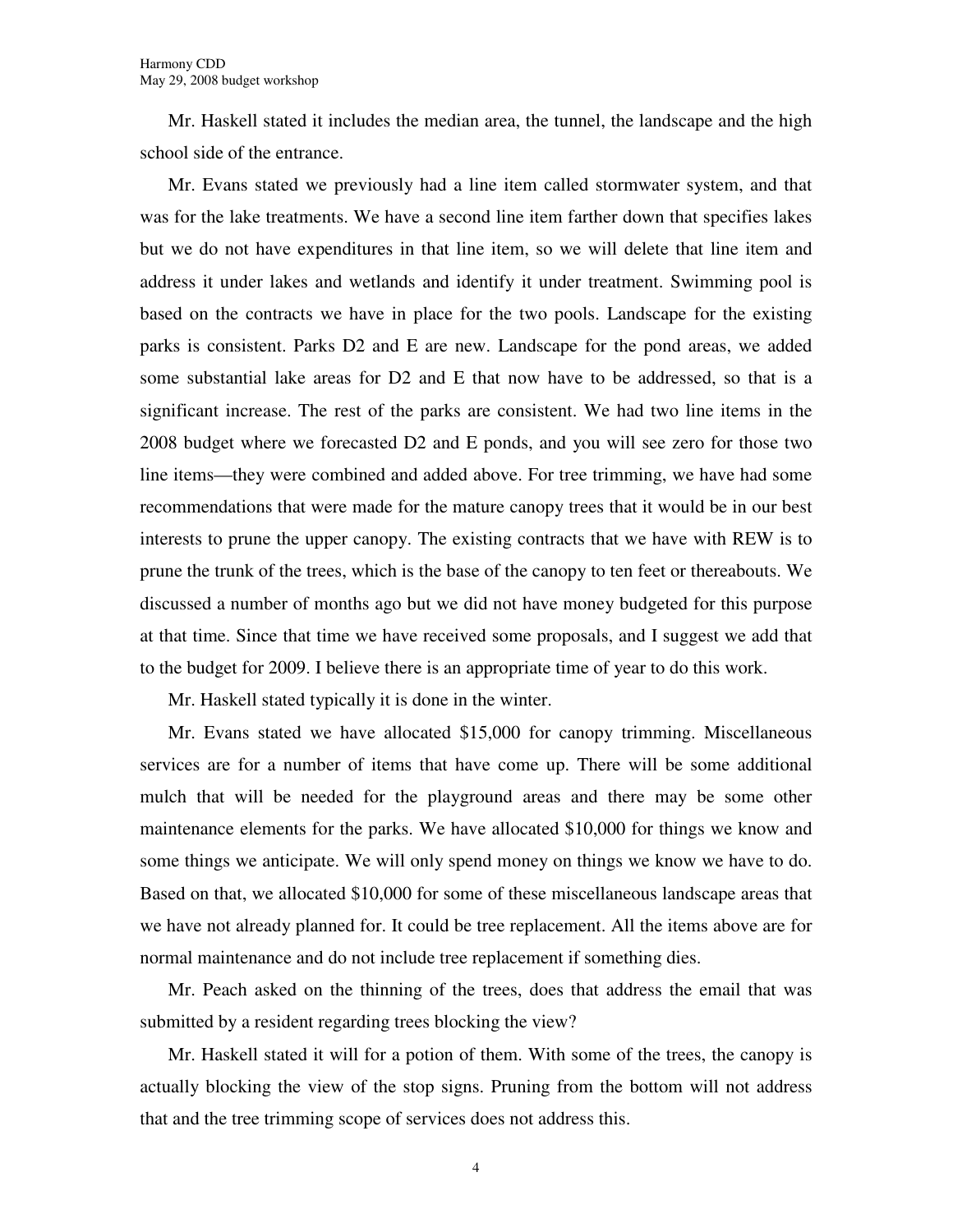Mr. Haskell stated it includes the median area, the tunnel, the landscape and the high school side of the entrance.

Mr. Evans stated we previously had a line item called stormwater system, and that was for the lake treatments. We have a second line item farther down that specifies lakes but we do not have expenditures in that line item, so we will delete that line item and address it under lakes and wetlands and identify it under treatment. Swimming pool is based on the contracts we have in place for the two pools. Landscape for the existing parks is consistent. Parks D2 and E are new. Landscape for the pond areas, we added some substantial lake areas for D2 and E that now have to be addressed, so that is a significant increase. The rest of the parks are consistent. We had two line items in the 2008 budget where we forecasted D2 and E ponds, and you will see zero for those two line items—they were combined and added above. For tree trimming, we have had some recommendations that were made for the mature canopy trees that it would be in our best interests to prune the upper canopy. The existing contracts that we have with REW is to prune the trunk of the trees, which is the base of the canopy to ten feet or thereabouts. We discussed a number of months ago but we did not have money budgeted for this purpose at that time. Since that time we have received some proposals, and I suggest we add that to the budget for 2009. I believe there is an appropriate time of year to do this work.

Mr. Haskell stated typically it is done in the winter.

Mr. Evans stated we have allocated $15,000 for canopy trimming. Miscellaneous services are for a number of items that have come up. There will be some additional mulch that will be needed for the playground areas and there may be some other maintenance elements for the parks. We have allocated $10,000 for things we know and some things we anticipate. We will only spend money on things we know we have to do. Based on that, we allocated $10,000 for some of these miscellaneous landscape areas that we have not already planned for. It could be tree replacement. All the items above are for normal maintenance and do not include tree replacement if something dies.

Mr. Peach asked on the thinning of the trees, does that address the email that was submitted by a resident regarding trees blocking the view?

Mr. Haskell stated it will for a potion of them. With some of the trees, the canopy is actually blocking the view of the stop signs. Pruning from the bottom will not address that and the tree trimming scope of services does not address this.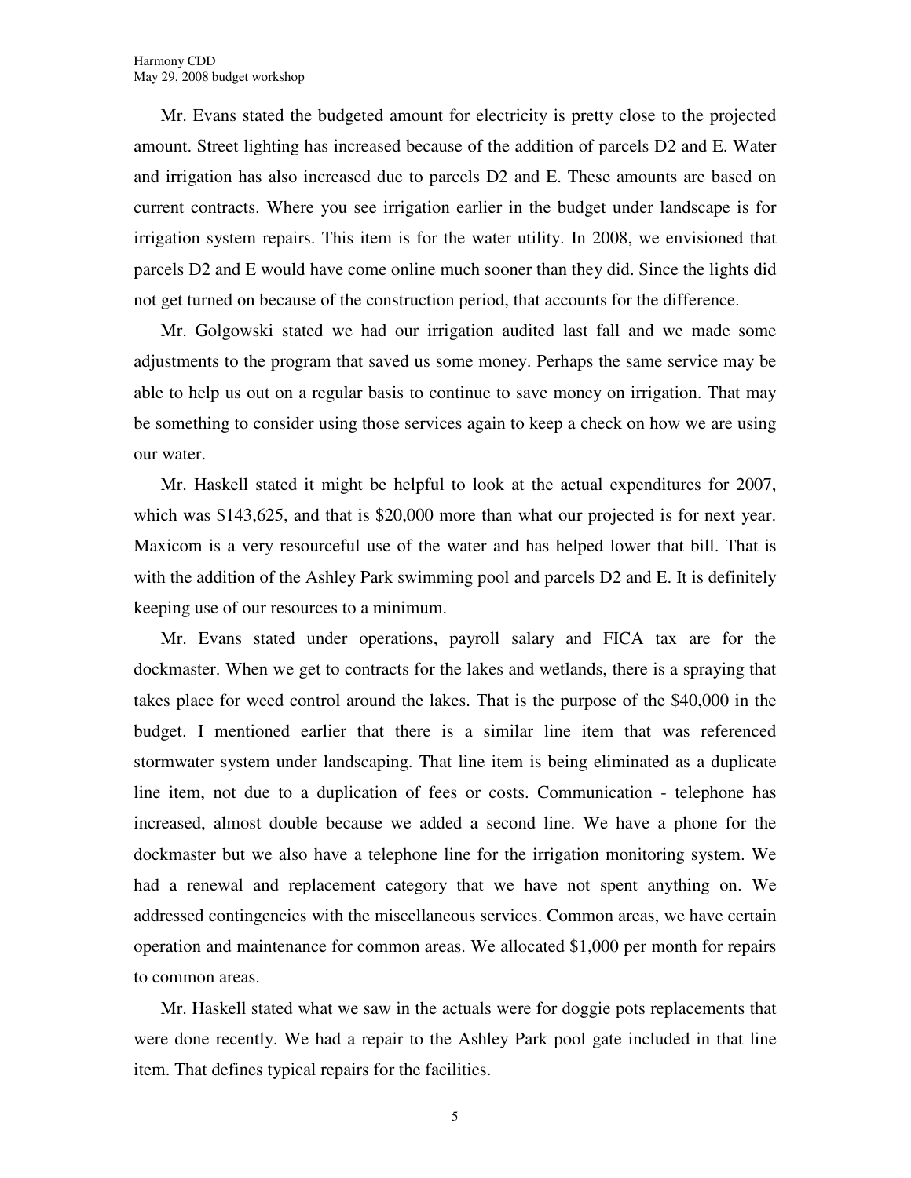Mr. Evans stated the budgeted amount for electricity is pretty close to the projected amount. Street lighting has increased because of the addition of parcels D2 and E. Water and irrigation has also increased due to parcels D2 and E. These amounts are based on current contracts. Where you see irrigation earlier in the budget under landscape is for irrigation system repairs. This item is for the water utility. In 2008, we envisioned that parcels D2 and E would have come online much sooner than they did. Since the lights did not get turned on because of the construction period, that accounts for the difference.

Mr. Golgowski stated we had our irrigation audited last fall and we made some adjustments to the program that saved us some money. Perhaps the same service may be able to help us out on a regular basis to continue to save money on irrigation. That may be something to consider using those services again to keep a check on how we are using our water.

Mr. Haskell stated it might be helpful to look at the actual expenditures for 2007, which was $143,625, and that is $20,000 more than what our projected is for next year. Maxicom is a very resourceful use of the water and has helped lower that bill. That is with the addition of the Ashley Park swimming pool and parcels D2 and E. It is definitely keeping use of our resources to a minimum.

Mr. Evans stated under operations, payroll salary and FICA tax are for the dockmaster. When we get to contracts for the lakes and wetlands, there is a spraying that takes place for weed control around the lakes. That is the purpose of the $40,000 in the budget. I mentioned earlier that there is a similar line item that was referenced stormwater system under landscaping. That line item is being eliminated as a duplicate line item, not due to a duplication of fees or costs. Communication - telephone has increased, almost double because we added a second line. We have a phone for the dockmaster but we also have a telephone line for the irrigation monitoring system. We had a renewal and replacement category that we have not spent anything on. We addressed contingencies with the miscellaneous services. Common areas, we have certain operation and maintenance for common areas. We allocated $1,000 per month for repairs to common areas.

Mr. Haskell stated what we saw in the actuals were for doggie pots replacements that were done recently. We had a repair to the Ashley Park pool gate included in that line item. That defines typical repairs for the facilities.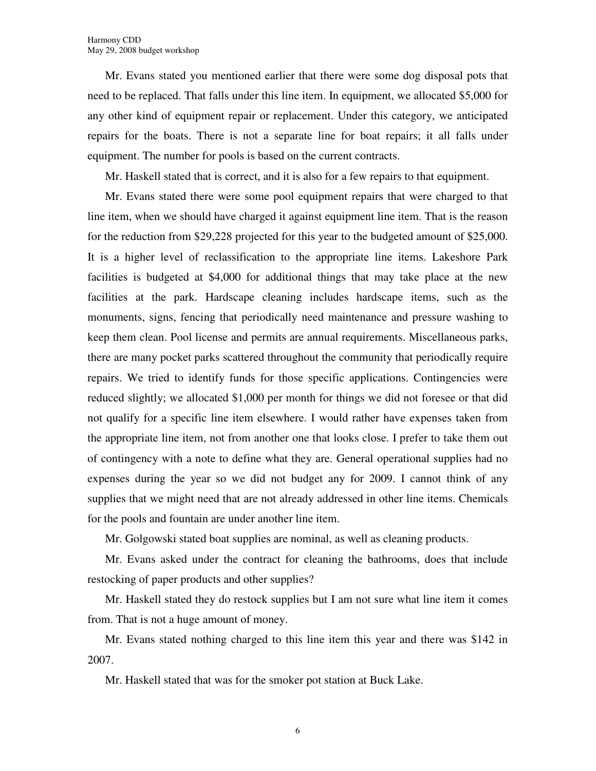Mr. Evans stated you mentioned earlier that there were some dog disposal pots that need to be replaced. That falls under this line item. In equipment, we allocated $5,000 for any other kind of equipment repair or replacement. Under this category, we anticipated repairs for the boats. There is not a separate line for boat repairs; it all falls under equipment. The number for pools is based on the current contracts.

Mr. Haskell stated that is correct, and it is also for a few repairs to that equipment.

Mr. Evans stated there were some pool equipment repairs that were charged to that line item, when we should have charged it against equipment line item. That is the reason for the reduction from $29,228 projected for this year to the budgeted amount of $25,000. It is a higher level of reclassification to the appropriate line items. Lakeshore Park facilities is budgeted at $4,000 for additional things that may take place at the new facilities at the park. Hardscape cleaning includes hardscape items, such as the monuments, signs, fencing that periodically need maintenance and pressure washing to keep them clean. Pool license and permits are annual requirements. Miscellaneous parks, there are many pocket parks scattered throughout the community that periodically require repairs. We tried to identify funds for those specific applications. Contingencies were reduced slightly; we allocated $1,000 per month for things we did not foresee or that did not qualify for a specific line item elsewhere. I would rather have expenses taken from the appropriate line item, not from another one that looks close. I prefer to take them out of contingency with a note to define what they are. General operational supplies had no expenses during the year so we did not budget any for 2009. I cannot think of any supplies that we might need that are not already addressed in other line items. Chemicals for the pools and fountain are under another line item.

Mr. Golgowski stated boat supplies are nominal, as well as cleaning products.

Mr. Evans asked under the contract for cleaning the bathrooms, does that include restocking of paper products and other supplies?

Mr. Haskell stated they do restock supplies but I am not sure what line item it comes from. That is not a huge amount of money.

Mr. Evans stated nothing charged to this line item this year and there was $142 in 2007.

Mr. Haskell stated that was for the smoker pot station at Buck Lake.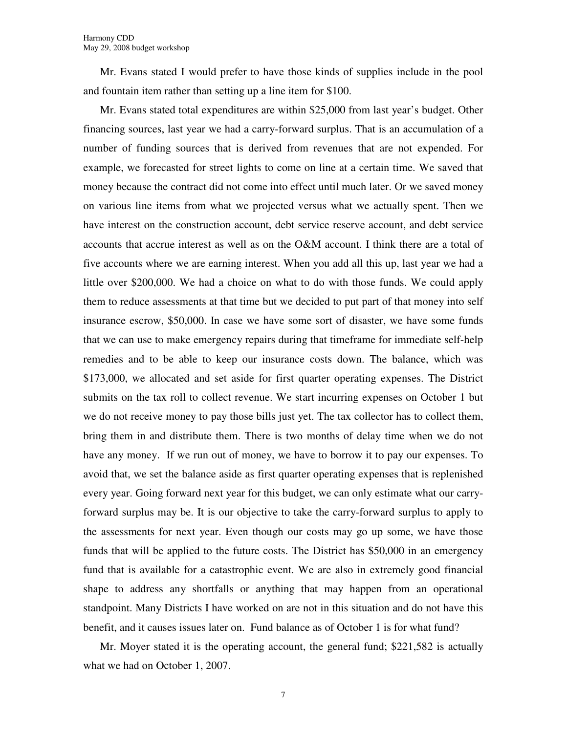Mr. Evans stated I would prefer to have those kinds of supplies include in the pool and fountain item rather than setting up a line item for $100.

Mr. Evans stated total expenditures are within $25,000 from last year's budget. Other financing sources, last year we had a carry-forward surplus. That is an accumulation of a number of funding sources that is derived from revenues that are not expended. For example, we forecasted for street lights to come on line at a certain time. We saved that money because the contract did not come into effect until much later. Or we saved money on various line items from what we projected versus what we actually spent. Then we have interest on the construction account, debt service reserve account, and debt service accounts that accrue interest as well as on the O&M account. I think there are a total of five accounts where we are earning interest. When you add all this up, last year we had a little over $200,000. We had a choice on what to do with those funds. We could apply them to reduce assessments at that time but we decided to put part of that money into self insurance escrow, $50,000. In case we have some sort of disaster, we have some funds that we can use to make emergency repairs during that timeframe for immediate self-help remedies and to be able to keep our insurance costs down. The balance, which was $173,000, we allocated and set aside for first quarter operating expenses. The District submits on the tax roll to collect revenue. We start incurring expenses on October 1 but we do not receive money to pay those bills just yet. The tax collector has to collect them, bring them in and distribute them. There is two months of delay time when we do not have any money. If we run out of money, we have to borrow it to pay our expenses. To avoid that, we set the balance aside as first quarter operating expenses that is replenished every year. Going forward next year for this budget, we can only estimate what our carry-forward surplus may be. It is our objective to take the carry-forward surplus to apply to the assessments for next year. Even though our costs may go up some, we have those funds that will be applied to the future costs. The District has $50,000 in an emergency fund that is available for a catastrophic event. We are also in extremely good financial shape to address any shortfalls or anything that may happen from an operational standpoint. Many Districts I have worked on are not in this situation and do not have this benefit, and it causes issues later on. Fund balance as of October 1 is for what fund?

Mr. Moyer stated it is the operating account, the general fund; $221,582 is actually what we had on October 1, 2007.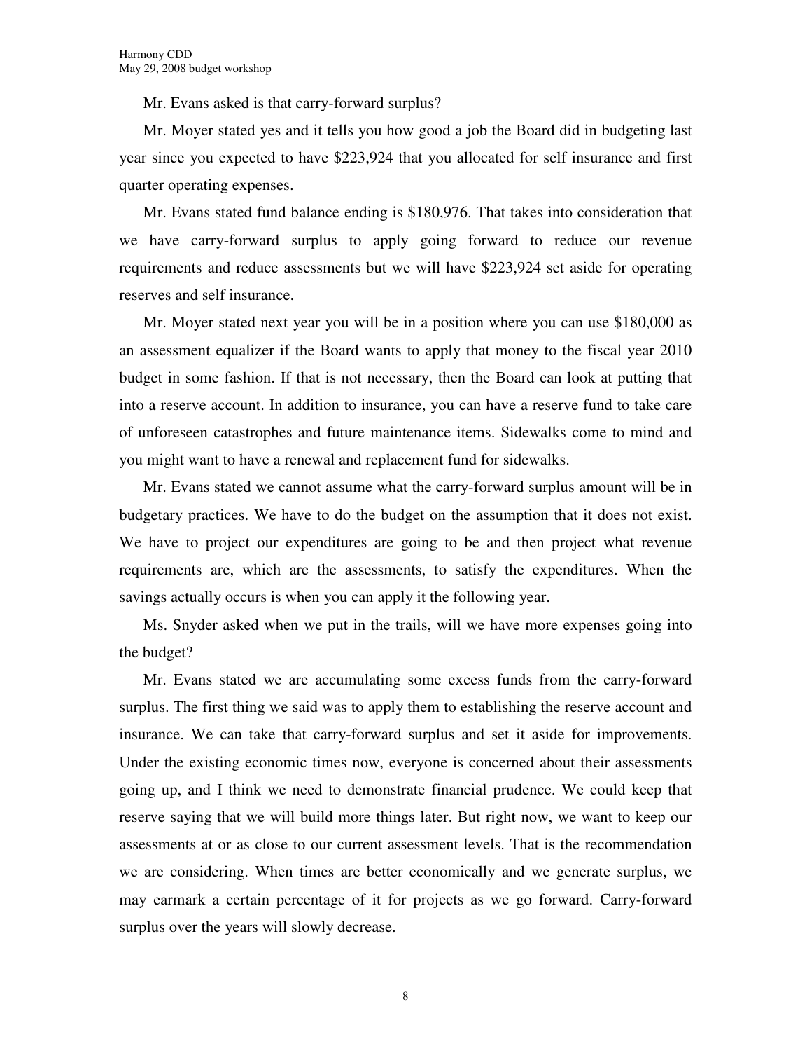Mr. Evans asked is that carry-forward surplus?

Mr. Moyer stated yes and it tells you how good a job the Board did in budgeting last year since you expected to have $223,924 that you allocated for self insurance and first quarter operating expenses.

Mr. Evans stated fund balance ending is $180,976. That takes into consideration that we have carry-forward surplus to apply going forward to reduce our revenue requirements and reduce assessments but we will have $223,924 set aside for operating reserves and self insurance.

Mr. Moyer stated next year you will be in a position where you can use $180,000 as an assessment equalizer if the Board wants to apply that money to the fiscal year 2010 budget in some fashion. If that is not necessary, then the Board can look at putting that into a reserve account. In addition to insurance, you can have a reserve fund to take care of unforeseen catastrophes and future maintenance items. Sidewalks come to mind and you might want to have a renewal and replacement fund for sidewalks.

Mr. Evans stated we cannot assume what the carry-forward surplus amount will be in budgetary practices. We have to do the budget on the assumption that it does not exist. We have to project our expenditures are going to be and then project what revenue requirements are, which are the assessments, to satisfy the expenditures. When the savings actually occurs is when you can apply it the following year.

Ms. Snyder asked when we put in the trails, will we have more expenses going into the budget?

Mr. Evans stated we are accumulating some excess funds from the carry-forward surplus. The first thing we said was to apply them to establishing the reserve account and insurance. We can take that carry-forward surplus and set it aside for improvements. Under the existing economic times now, everyone is concerned about their assessments going up, and I think we need to demonstrate financial prudence. We could keep that reserve saying that we will build more things later. But right now, we want to keep our assessments at or as close to our current assessment levels. That is the recommendation we are considering. When times are better economically and we generate surplus, we may earmark a certain percentage of it for projects as we go forward. Carry-forward surplus over the years will slowly decrease.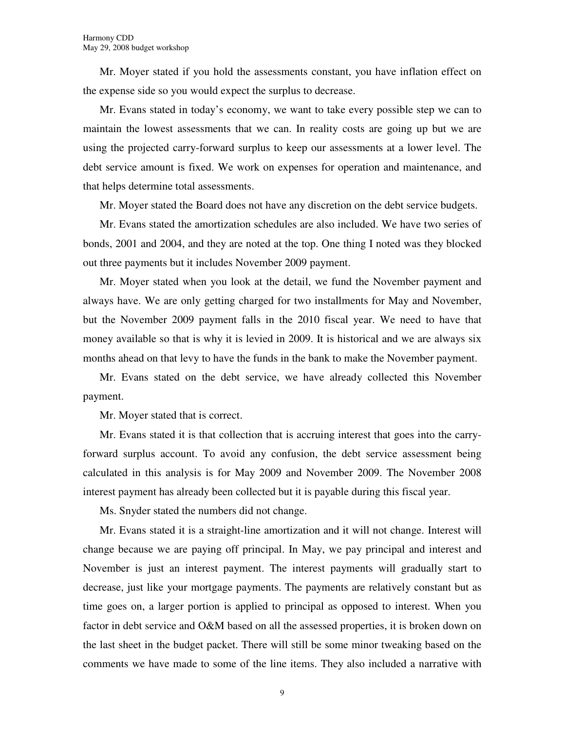Mr. Moyer stated if you hold the assessments constant, you have inflation effect on the expense side so you would expect the surplus to decrease.

Mr. Evans stated in today's economy, we want to take every possible step we can to maintain the lowest assessments that we can. In reality costs are going up but we are using the projected carry-forward surplus to keep our assessments at a lower level. The debt service amount is fixed. We work on expenses for operation and maintenance, and that helps determine total assessments.

Mr. Moyer stated the Board does not have any discretion on the debt service budgets.

Mr. Evans stated the amortization schedules are also included. We have two series of bonds, 2001 and 2004, and they are noted at the top. One thing I noted was they blocked out three payments but it includes November 2009 payment.

Mr. Moyer stated when you look at the detail, we fund the November payment and always have. We are only getting charged for two installments for May and November, but the November 2009 payment falls in the 2010 fiscal year. We need to have that money available so that is why it is levied in 2009. It is historical and we are always six months ahead on that levy to have the funds in the bank to make the November payment.

Mr. Evans stated on the debt service, we have already collected this November payment.

Mr. Moyer stated that is correct.

Mr. Evans stated it is that collection that is accruing interest that goes into the carry-forward surplus account. To avoid any confusion, the debt service assessment being calculated in this analysis is for May 2009 and November 2009. The November 2008 interest payment has already been collected but it is payable during this fiscal year.

Ms. Snyder stated the numbers did not change.

Mr. Evans stated it is a straight-line amortization and it will not change. Interest will change because we are paying off principal. In May, we pay principal and interest and November is just an interest payment. The interest payments will gradually start to decrease, just like your mortgage payments. The payments are relatively constant but as time goes on, a larger portion is applied to principal as opposed to interest. When you factor in debt service and O&M based on all the assessed properties, it is broken down on the last sheet in the budget packet. There will still be some minor tweaking based on the comments we have made to some of the line items. They also included a narrative with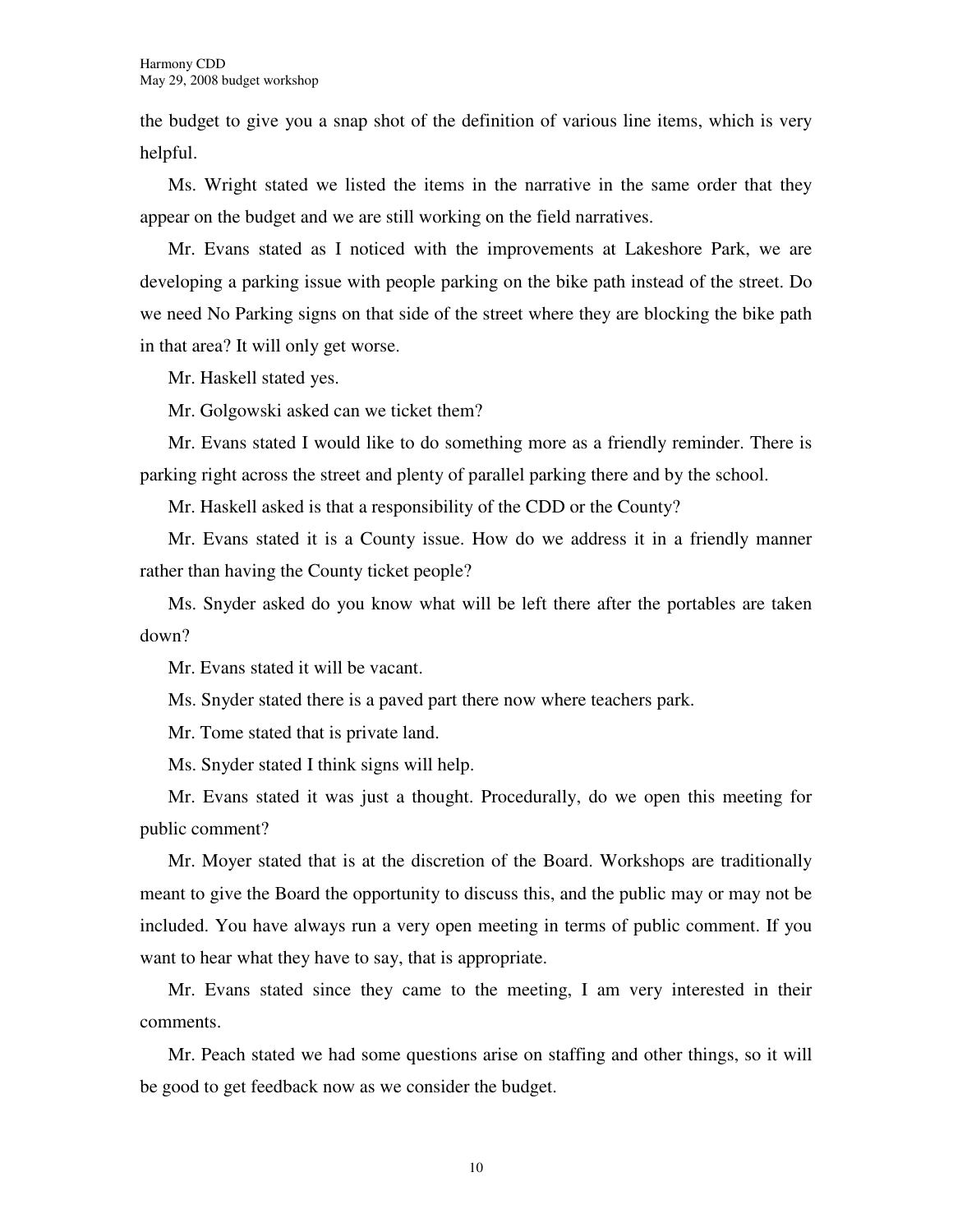the budget to give you a snap shot of the definition of various line items, which is very helpful.

Ms. Wright stated we listed the items in the narrative in the same order that they appear on the budget and we are still working on the field narratives.

Mr. Evans stated as I noticed with the improvements at Lakeshore Park, we are developing a parking issue with people parking on the bike path instead of the street. Do we need No Parking signs on that side of the street where they are blocking the bike path in that area? It will only get worse.

Mr. Haskell stated yes.

Mr. Golgowski asked can we ticket them?

Mr. Evans stated I would like to do something more as a friendly reminder. There is parking right across the street and plenty of parallel parking there and by the school.

Mr. Haskell asked is that a responsibility of the CDD or the County?

Mr. Evans stated it is a County issue. How do we address it in a friendly manner rather than having the County ticket people?

Ms. Snyder asked do you know what will be left there after the portables are taken down?

Mr. Evans stated it will be vacant.

Ms. Snyder stated there is a paved part there now where teachers park.

Mr. Tome stated that is private land.

Ms. Snyder stated I think signs will help.

Mr. Evans stated it was just a thought. Procedurally, do we open this meeting for public comment?

Mr. Moyer stated that is at the discretion of the Board. Workshops are traditionally meant to give the Board the opportunity to discuss this, and the public may or may not be included. You have always run a very open meeting in terms of public comment. If you want to hear what they have to say, that is appropriate.

Mr. Evans stated since they came to the meeting, I am very interested in their comments.

Mr. Peach stated we had some questions arise on staffing and other things, so it will be good to get feedback now as we consider the budget.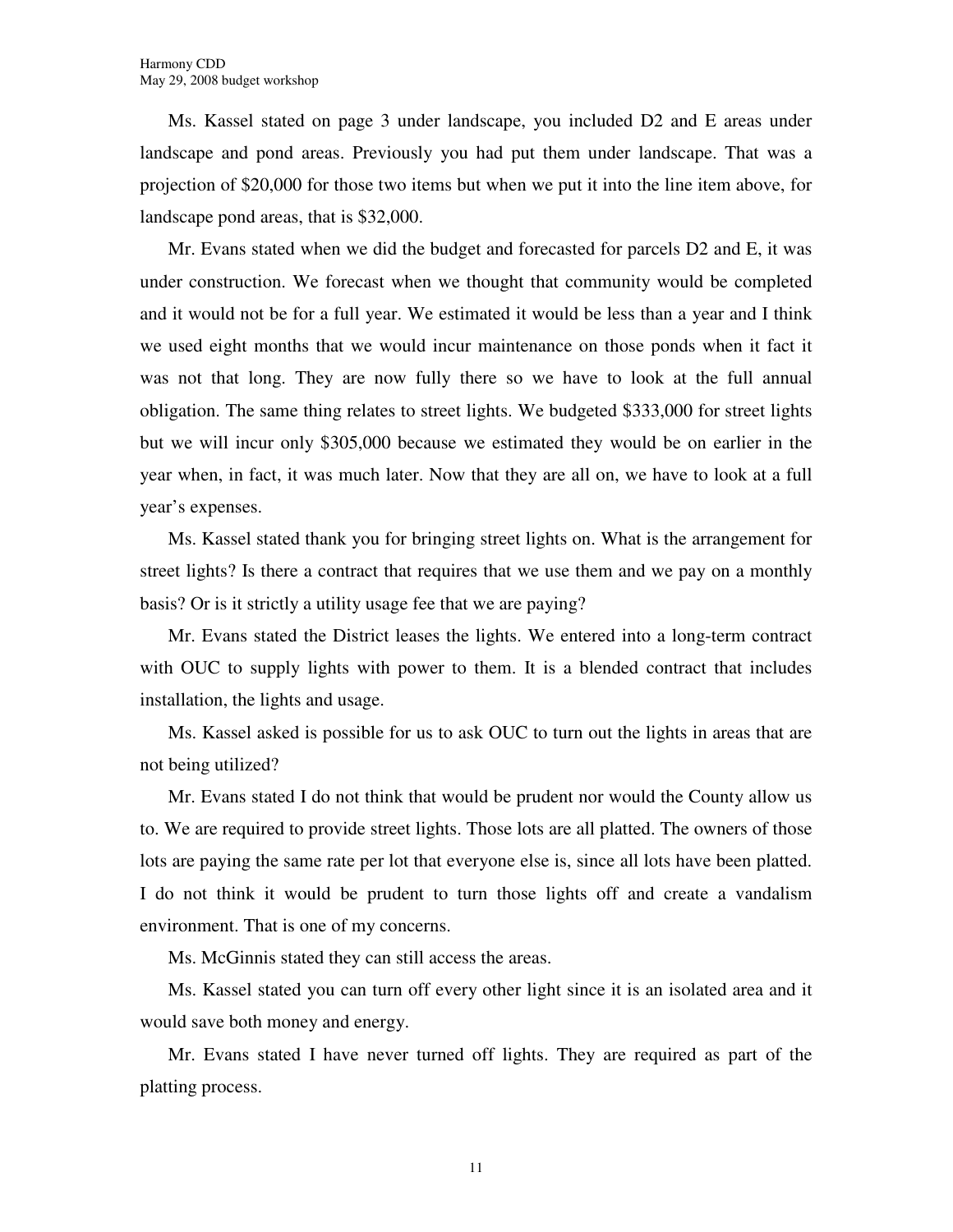Ms. Kassel stated on page 3 under landscape, you included D2 and E areas under landscape and pond areas. Previously you had put them under landscape. That was a projection of $20,000 for those two items but when we put it into the line item above, for landscape pond areas, that is $32,000.

Mr. Evans stated when we did the budget and forecasted for parcels D2 and E, it was under construction. We forecast when we thought that community would be completed and it would not be for a full year. We estimated it would be less than a year and I think we used eight months that we would incur maintenance on those ponds when it fact it was not that long. They are now fully there so we have to look at the full annual obligation. The same thing relates to street lights. We budgeted $333,000 for street lights but we will incur only $305,000 because we estimated they would be on earlier in the year when, in fact, it was much later. Now that they are all on, we have to look at a full year's expenses.

Ms. Kassel stated thank you for bringing street lights on. What is the arrangement for street lights? Is there a contract that requires that we use them and we pay on a monthly basis? Or is it strictly a utility usage fee that we are paying?

Mr. Evans stated the District leases the lights. We entered into a long-term contract with OUC to supply lights with power to them. It is a blended contract that includes installation, the lights and usage.

Ms. Kassel asked is possible for us to ask OUC to turn out the lights in areas that are not being utilized?

Mr. Evans stated I do not think that would be prudent nor would the County allow us to. We are required to provide street lights. Those lots are all platted. The owners of those lots are paying the same rate per lot that everyone else is, since all lots have been platted. I do not think it would be prudent to turn those lights off and create a vandalism environment. That is one of my concerns.

Ms. McGinnis stated they can still access the areas.

Ms. Kassel stated you can turn off every other light since it is an isolated area and it would save both money and energy.

Mr. Evans stated I have never turned off lights. They are required as part of the platting process.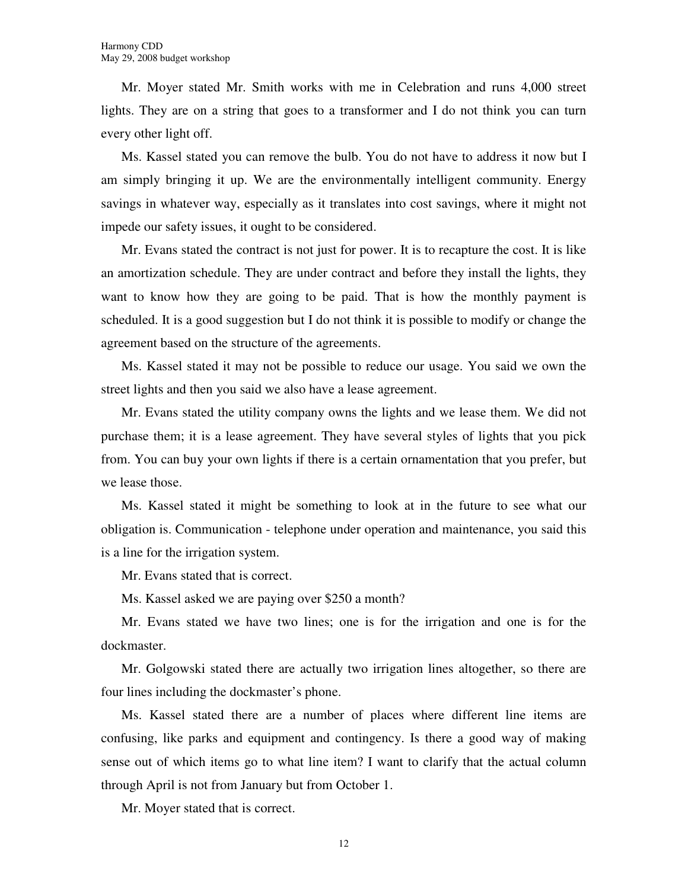Mr. Moyer stated Mr. Smith works with me in Celebration and runs 4,000 street lights. They are on a string that goes to a transformer and I do not think you can turn every other light off.

Ms. Kassel stated you can remove the bulb. You do not have to address it now but I am simply bringing it up. We are the environmentally intelligent community. Energy savings in whatever way, especially as it translates into cost savings, where it might not impede our safety issues, it ought to be considered.

Mr. Evans stated the contract is not just for power. It is to recapture the cost. It is like an amortization schedule. They are under contract and before they install the lights, they want to know how they are going to be paid. That is how the monthly payment is scheduled. It is a good suggestion but I do not think it is possible to modify or change the agreement based on the structure of the agreements.

Ms. Kassel stated it may not be possible to reduce our usage. You said we own the street lights and then you said we also have a lease agreement.

Mr. Evans stated the utility company owns the lights and we lease them. We did not purchase them; it is a lease agreement. They have several styles of lights that you pick from. You can buy your own lights if there is a certain ornamentation that you prefer, but we lease those.

Ms. Kassel stated it might be something to look at in the future to see what our obligation is. Communication - telephone under operation and maintenance, you said this is a line for the irrigation system.

Mr. Evans stated that is correct.

Ms. Kassel asked we are paying over $250 a month?

Mr. Evans stated we have two lines; one is for the irrigation and one is for the dockmaster.

Mr. Golgowski stated there are actually two irrigation lines altogether, so there are four lines including the dockmaster's phone.

Ms. Kassel stated there are a number of places where different line items are confusing, like parks and equipment and contingency. Is there a good way of making sense out of which items go to what line item? I want to clarify that the actual column through April is not from January but from October 1.

Mr. Moyer stated that is correct.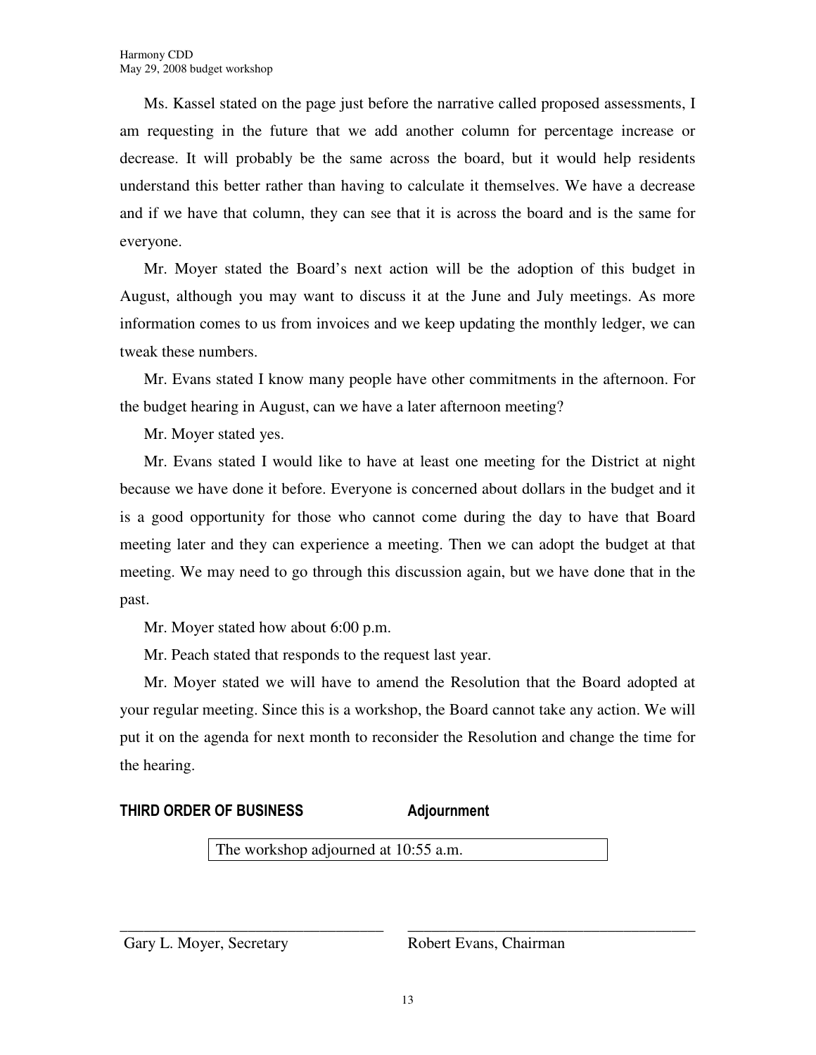Ms. Kassel stated on the page just before the narrative called proposed assessments, I am requesting in the future that we add another column for percentage increase or decrease. It will probably be the same across the board, but it would help residents understand this better rather than having to calculate it themselves. We have a decrease and if we have that column, they can see that it is across the board and is the same for everyone.

Mr. Moyer stated the Board's next action will be the adoption of this budget in August, although you may want to discuss it at the June and July meetings. As more information comes to us from invoices and we keep updating the monthly ledger, we can tweak these numbers.

Mr. Evans stated I know many people have other commitments in the afternoon. For the budget hearing in August, can we have a later afternoon meeting?

Mr. Moyer stated yes.

Mr. Evans stated I would like to have at least one meeting for the District at night because we have done it before. Everyone is concerned about dollars in the budget and it is a good opportunity for those who cannot come during the day to have that Board meeting later and they can experience a meeting. Then we can adopt the budget at that meeting. We may need to go through this discussion again, but we have done that in the past.

Mr. Moyer stated how about 6:00 p.m.

Mr. Peach stated that responds to the request last year.

Mr. Moyer stated we will have to amend the Resolution that the Board adopted at your regular meeting. Since this is a workshop, the Board cannot take any action. We will put it on the agenda for next month to reconsider the Resolution and change the time for the hearing.

**THIRD ORDER OF BUSINESS** **Adjournment**

The workshop adjourned at 10:55 a.m.

\_\_\_\_\_\_\_\_\_\_\_\_\_\_\_\_\_\_\_\_\_\_\_\_\_\_\_\_\_\_\_\_\_\_ \_\_\_\_\_\_\_\_\_\_\_\_\_\_\_\_\_\_\_\_\_\_\_\_\_\_\_\_\_\_\_\_\_\_\_\_\_\_

Gary L. Moyer, Secretary Robert Evans, Chairman